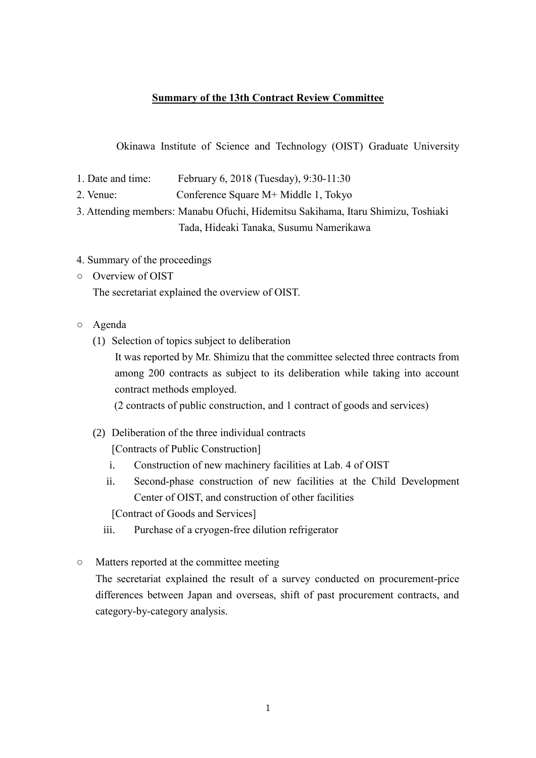# Summary of the 13th Contract Review Committee

Okinawa Institute of Science and Technology (OIST) Graduate University

1. Date and time: February 6, 2018 (Tuesday), 9:30-11:30
2. Venue: Conference Square M+ Middle 1, Tokyo
3. Attending members: Manabu Ofuchi, Hidemitsu Sakihama, Itaru Shimizu, Toshiaki Tada, Hideaki Tanaka, Susumu Namerikawa

4. Summary of the proceedings

○ Overview of OIST

The secretariat explained the overview of OIST.

○ Agenda

(1) Selection of topics subject to deliberation

It was reported by Mr. Shimizu that the committee selected three contracts from among 200 contracts as subject to its deliberation while taking into account contract methods employed.

(2 contracts of public construction, and 1 contract of goods and services)

(2) Deliberation of the three individual contracts

[Contracts of Public Construction]

i. Construction of new machinery facilities at Lab. 4 of OIST

ii. Second-phase construction of new facilities at the Child Development Center of OIST, and construction of other facilities

[Contract of Goods and Services]

iii. Purchase of a cryogen-free dilution refrigerator

○ Matters reported at the committee meeting

The secretariat explained the result of a survey conducted on procurement-price differences between Japan and overseas, shift of past procurement contracts, and category-by-category analysis.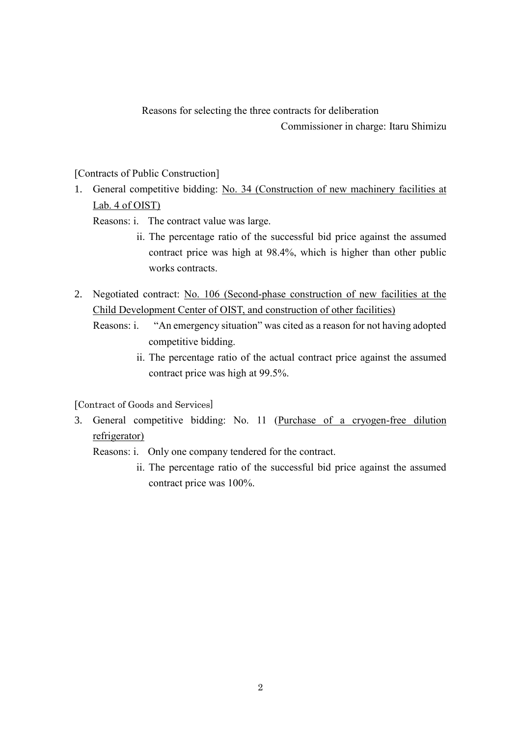Reasons for selecting the three contracts for deliberation

Commissioner in charge: Itaru Shimizu

[Contracts of Public Construction]

1. General competitive bidding: <u>No. 34 (Construction of new machinery facilities at Lab. 4 of OIST)</u>

   Reasons: i. The contract value was large.

   ii. The percentage ratio of the successful bid price against the assumed contract price was high at 98.4%, which is higher than other public works contracts.

2. Negotiated contract: <u>No. 106 (Second-phase construction of new facilities at the Child Development Center of OIST, and construction of other facilities)</u>

   Reasons: i. "An emergency situation" was cited as a reason for not having adopted competitive bidding.

   ii. The percentage ratio of the actual contract price against the assumed contract price was high at 99.5%.

[Contract of Goods and Services]

3. General competitive bidding: No. 11 (<u>Purchase of a cryogen-free dilution refrigerator)</u>

   Reasons: i. Only one company tendered for the contract.

   ii. The percentage ratio of the successful bid price against the assumed contract price was 100%.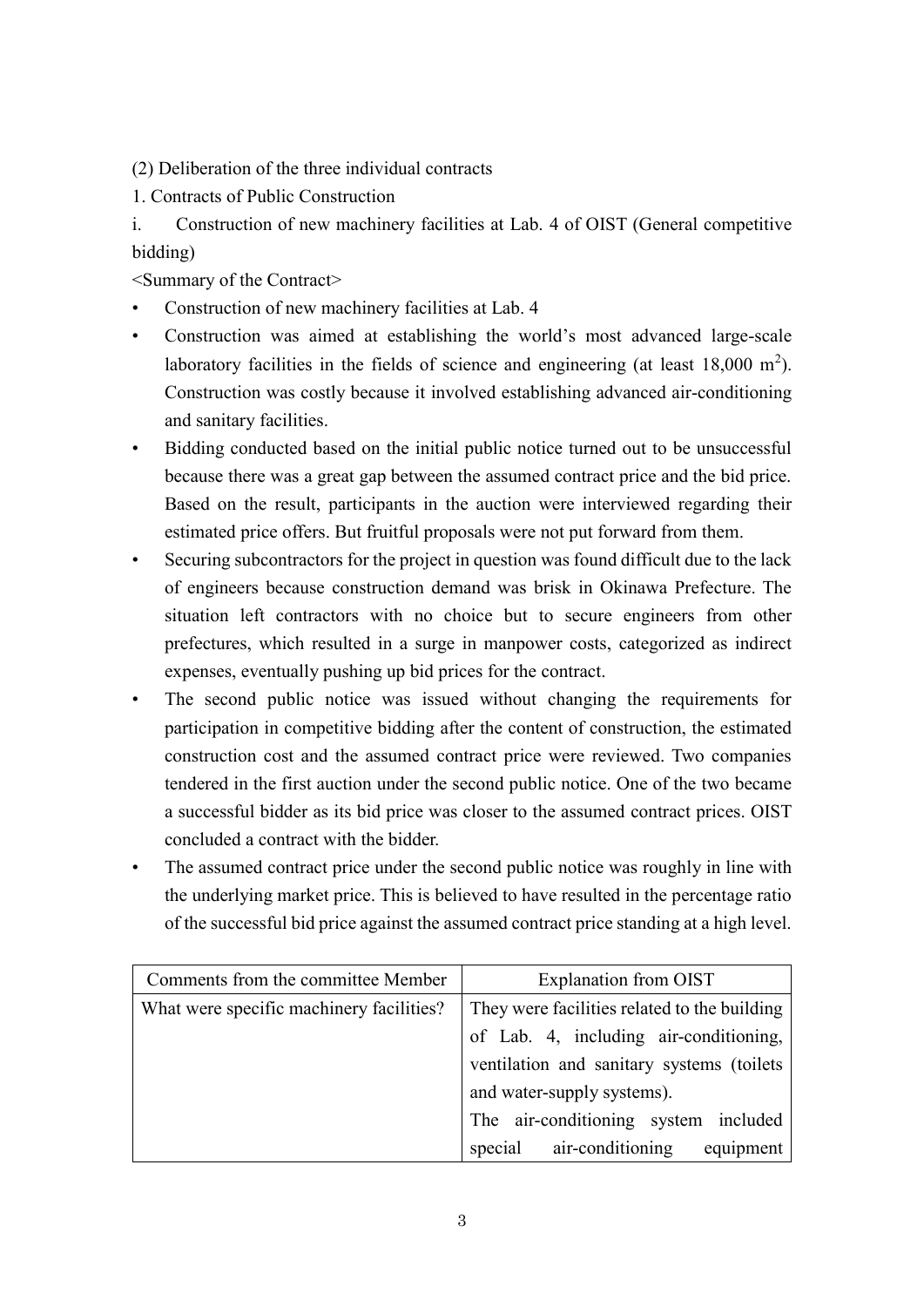(2) Deliberation of the three individual contracts

1. Contracts of Public Construction

i. Construction of new machinery facilities at Lab. 4 of OIST (General competitive bidding)

<Summary of the Contract>

- Construction of new machinery facilities at Lab. 4
- Construction was aimed at establishing the world's most advanced large-scale laboratory facilities in the fields of science and engineering (at least 18,000 $m^2$). Construction was costly because it involved establishing advanced air-conditioning and sanitary facilities.
- Bidding conducted based on the initial public notice turned out to be unsuccessful because there was a great gap between the assumed contract price and the bid price. Based on the result, participants in the auction were interviewed regarding their estimated price offers. But fruitful proposals were not put forward from them.
- Securing subcontractors for the project in question was found difficult due to the lack of engineers because construction demand was brisk in Okinawa Prefecture. The situation left contractors with no choice but to secure engineers from other prefectures, which resulted in a surge in manpower costs, categorized as indirect expenses, eventually pushing up bid prices for the contract.
- The second public notice was issued without changing the requirements for participation in competitive bidding after the content of construction, the estimated construction cost and the assumed contract price were reviewed. Two companies tendered in the first auction under the second public notice. One of the two became a successful bidder as its bid price was closer to the assumed contract prices. OIST concluded a contract with the bidder.
- The assumed contract price under the second public notice was roughly in line with the underlying market price. This is believed to have resulted in the percentage ratio of the successful bid price against the assumed contract price standing at a high level.

| Comments from the committee Member | Explanation from OIST |
|---|---|
| What were specific machinery facilities? | They were facilities related to the building of Lab. 4, including air-conditioning, ventilation and sanitary systems (toilets and water-supply systems).<br>The air-conditioning system included special air-conditioning equipment |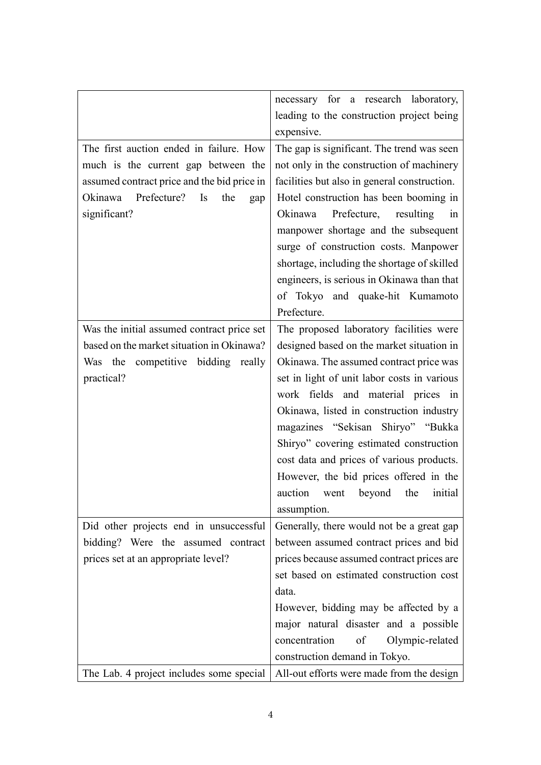| | |
|---|---|
| | necessary for a research laboratory, leading to the construction project being expensive. |
| The first auction ended in failure. How much is the current gap between the assumed contract price and the bid price in Okinawa Prefecture? Is the gap significant? | The gap is significant. The trend was seen not only in the construction of machinery facilities but also in general construction. Hotel construction has been booming in Okinawa Prefecture, resulting in manpower shortage and the subsequent surge of construction costs. Manpower shortage, including the shortage of skilled engineers, is serious in Okinawa than that of Tokyo and quake-hit Kumamoto Prefecture. |
| Was the initial assumed contract price set based on the market situation in Okinawa? Was the competitive bidding really practical? | The proposed laboratory facilities were designed based on the market situation in Okinawa. The assumed contract price was set in light of unit labor costs in various work fields and material prices in Okinawa, listed in construction industry magazines "Sekisan Shiryo" "Bukka Shiryo" covering estimated construction cost data and prices of various products. However, the bid prices offered in the auction went beyond the initial assumption. |
| Did other projects end in unsuccessful bidding? Were the assumed contract prices set at an appropriate level? | Generally, there would not be a great gap between assumed contract prices and bid prices because assumed contract prices are set based on estimated construction cost data.<br>However, bidding may be affected by a major natural disaster and a possible concentration of Olympic-related construction demand in Tokyo. |
| The Lab. 4 project includes some special | All-out efforts were made from the design |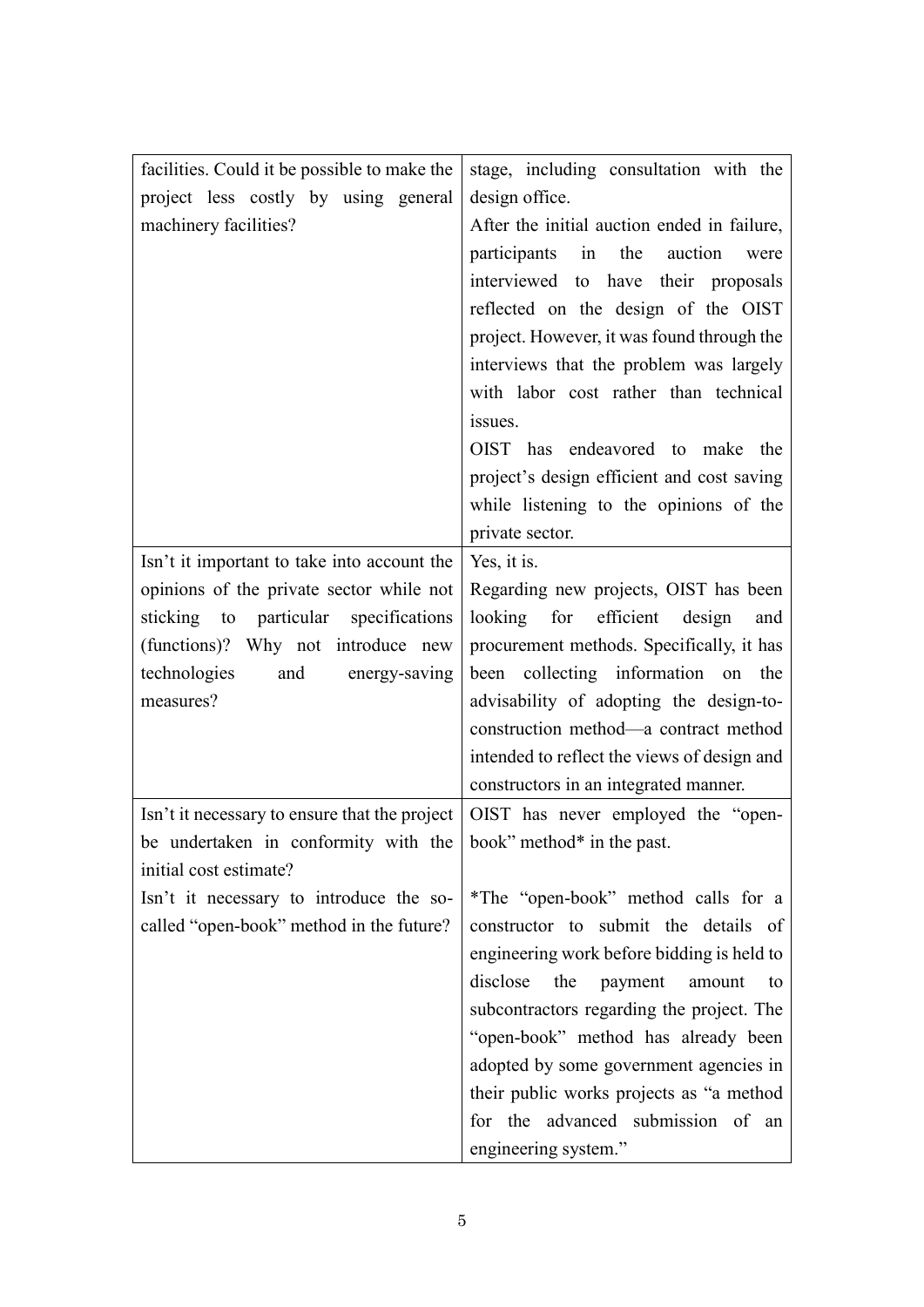| | |
|---|---|
| facilities. Could it be possible to make the project less costly by using general machinery facilities? | stage, including consultation with the design office.<br>After the initial auction ended in failure, participants in the auction were interviewed to have their proposals reflected on the design of the OIST project. However, it was found through the interviews that the problem was largely with labor cost rather than technical issues.<br>OIST has endeavored to make the project's design efficient and cost saving while listening to the opinions of the private sector. |
| Isn't it important to take into account the opinions of the private sector while not sticking to particular specifications (functions)? Why not introduce new technologies and energy-saving measures? | Yes, it is.<br>Regarding new projects, OIST has been looking for efficient design and procurement methods. Specifically, it has been collecting information on the advisability of adopting the design-to-construction method—a contract method intended to reflect the views of design and constructors in an integrated manner. |
| Isn't it necessary to ensure that the project be undertaken in conformity with the initial cost estimate?<br>Isn't it necessary to introduce the so-called "open-book" method in the future? | OIST has never employed the "open-book" method* in the past.<br><br>*The "open-book" method calls for a constructor to submit the details of engineering work before bidding is held to disclose the payment amount to subcontractors regarding the project. The "open-book" method has already been adopted by some government agencies in their public works projects as "a method for the advanced submission of an engineering system." |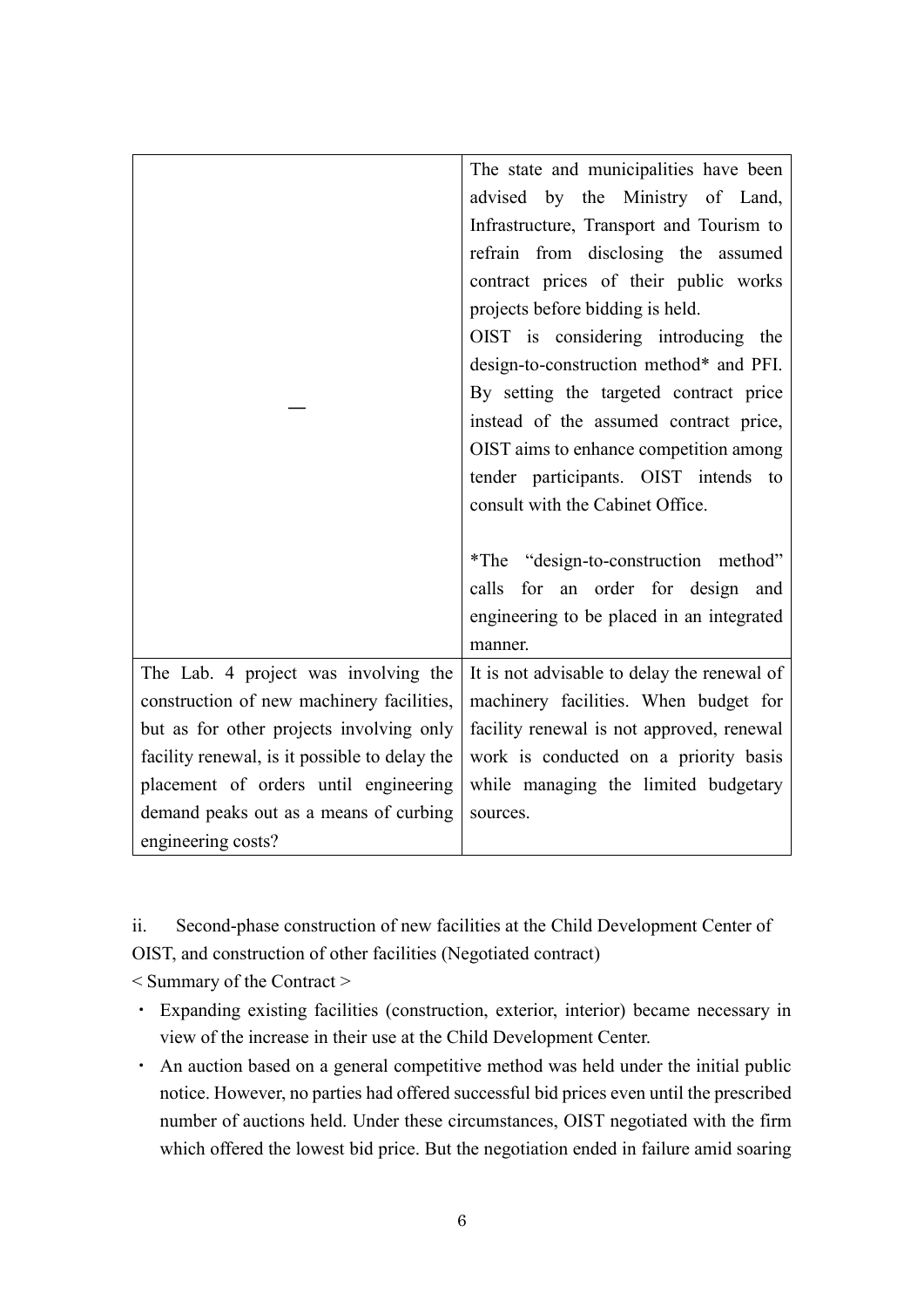| | |
|---|---|
| — | The state and municipalities have been advised by the Ministry of Land, Infrastructure, Transport and Tourism to refrain from disclosing the assumed contract prices of their public works projects before bidding is held.<br>OIST is considering introducing the design-to-construction method* and PFI. By setting the targeted contract price instead of the assumed contract price, OIST aims to enhance competition among tender participants. OIST intends to consult with the Cabinet Office.<br><br>*The "design-to-construction method" calls for an order for design and engineering to be placed in an integrated manner. |
| The Lab. 4 project was involving the construction of new machinery facilities, but as for other projects involving only facility renewal, is it possible to delay the placement of orders until engineering demand peaks out as a means of curbing engineering costs? | It is not advisable to delay the renewal of machinery facilities. When budget for facility renewal is not approved, renewal work is conducted on a priority basis while managing the limited budgetary sources. |

ii. Second-phase construction of new facilities at the Child Development Center of OIST, and construction of other facilities (Negotiated contract)

< Summary of the Contract >

- Expanding existing facilities (construction, exterior, interior) became necessary in view of the increase in their use at the Child Development Center.
- An auction based on a general competitive method was held under the initial public notice. However, no parties had offered successful bid prices even until the prescribed number of auctions held. Under these circumstances, OIST negotiated with the firm which offered the lowest bid price. But the negotiation ended in failure amid soaring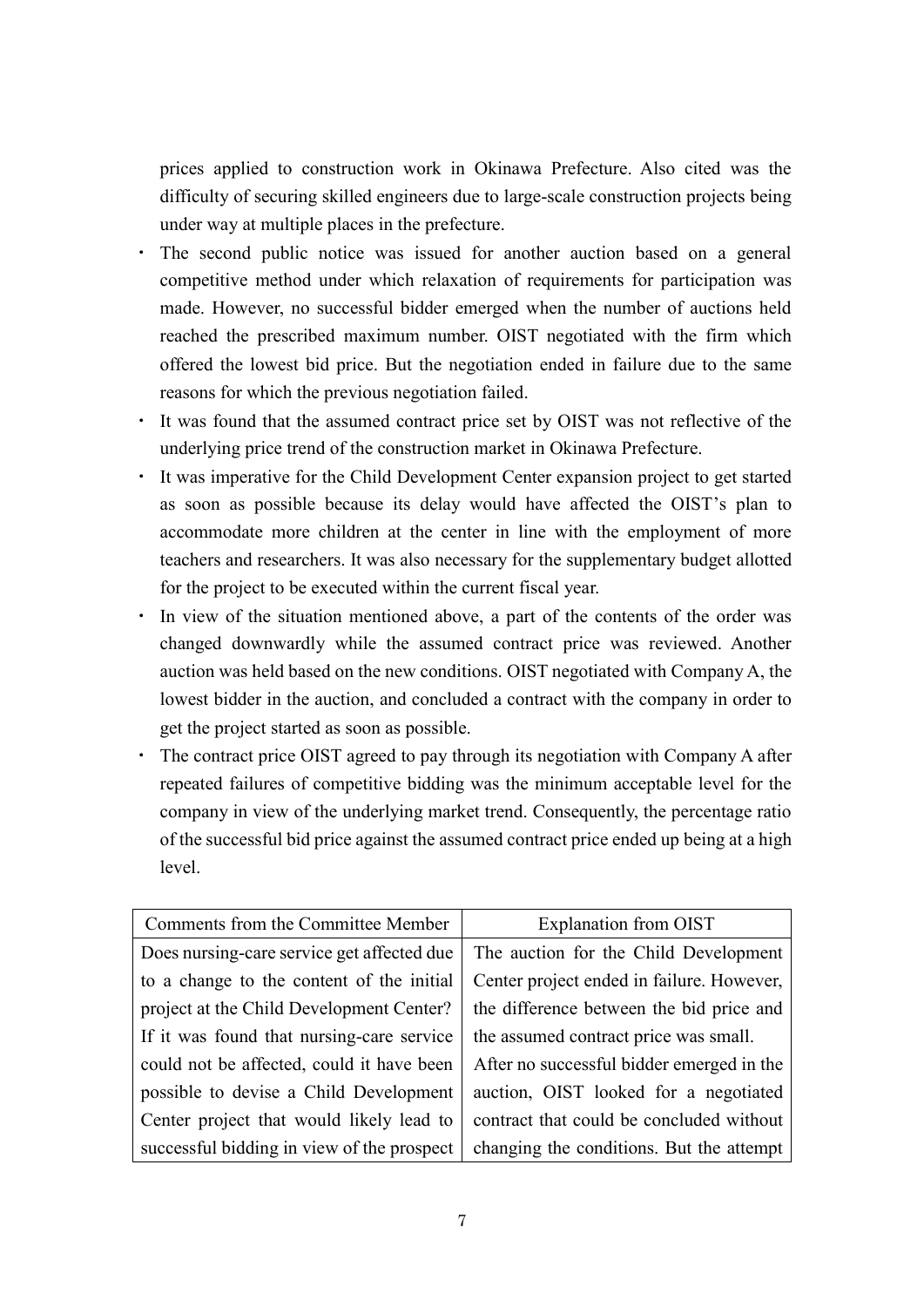prices applied to construction work in Okinawa Prefecture. Also cited was the difficulty of securing skilled engineers due to large-scale construction projects being under way at multiple places in the prefecture.

- The second public notice was issued for another auction based on a general competitive method under which relaxation of requirements for participation was made. However, no successful bidder emerged when the number of auctions held reached the prescribed maximum number. OIST negotiated with the firm which offered the lowest bid price. But the negotiation ended in failure due to the same reasons for which the previous negotiation failed.
- It was found that the assumed contract price set by OIST was not reflective of the underlying price trend of the construction market in Okinawa Prefecture.
- It was imperative for the Child Development Center expansion project to get started as soon as possible because its delay would have affected the OIST's plan to accommodate more children at the center in line with the employment of more teachers and researchers. It was also necessary for the supplementary budget allotted for the project to be executed within the current fiscal year.
- In view of the situation mentioned above, a part of the contents of the order was changed downwardly while the assumed contract price was reviewed. Another auction was held based on the new conditions. OIST negotiated with Company A, the lowest bidder in the auction, and concluded a contract with the company in order to get the project started as soon as possible.
- The contract price OIST agreed to pay through its negotiation with Company A after repeated failures of competitive bidding was the minimum acceptable level for the company in view of the underlying market trend. Consequently, the percentage ratio of the successful bid price against the assumed contract price ended up being at a high level.

| Comments from the Committee Member | Explanation from OIST |
| --- | --- |
| Does nursing-care service get affected due to a change to the content of the initial project at the Child Development Center? If it was found that nursing-care service could not be affected, could it have been possible to devise a Child Development Center project that would likely lead to successful bidding in view of the prospect | The auction for the Child Development Center project ended in failure. However, the difference between the bid price and the assumed contract price was small. After no successful bidder emerged in the auction, OIST looked for a negotiated contract that could be concluded without changing the conditions. But the attempt |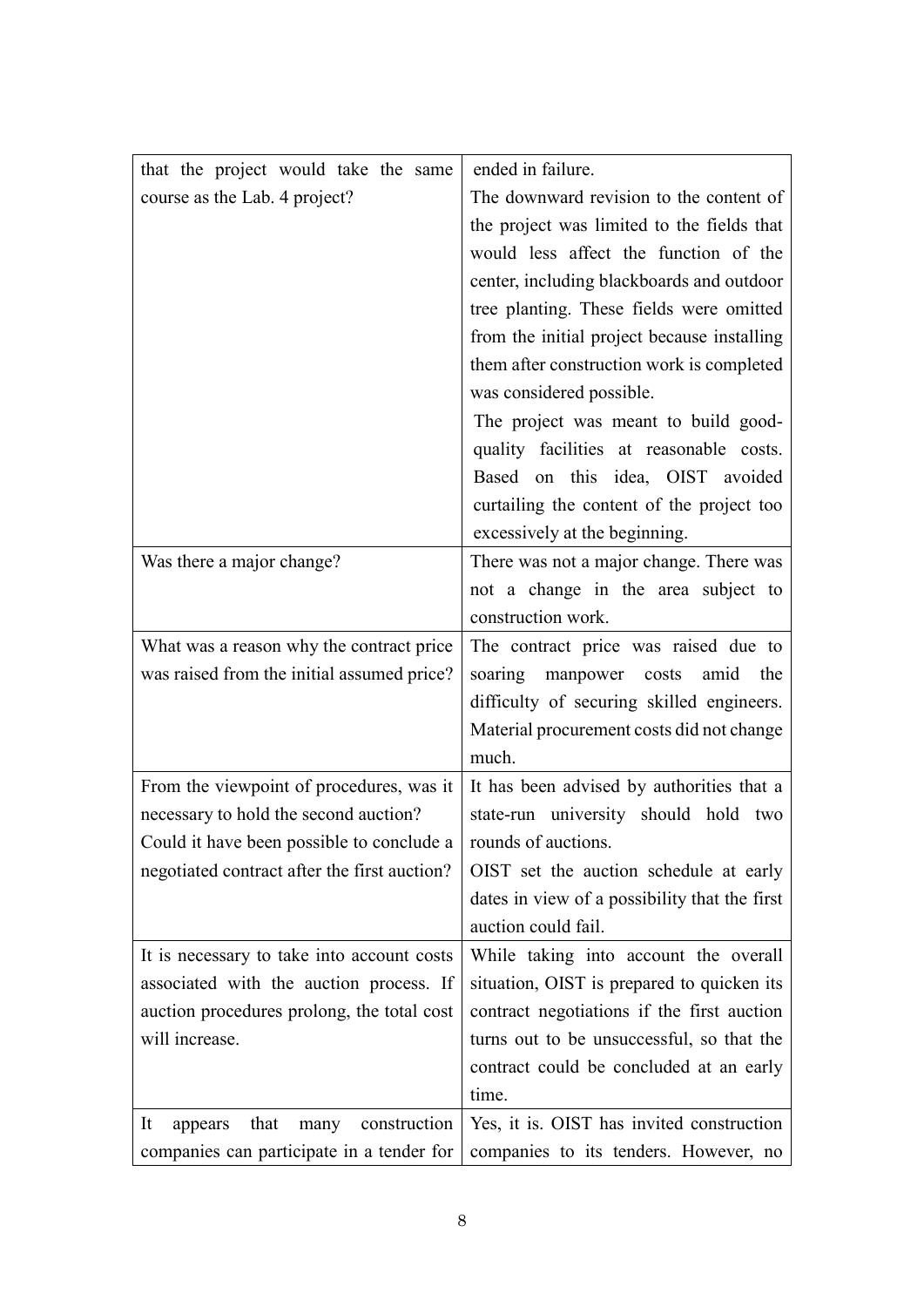| | |
|---|---|
| that the project would take the same course as the Lab. 4 project? | ended in failure.<br>The downward revision to the content of the project was limited to the fields that would less affect the function of the center, including blackboards and outdoor tree planting. These fields were omitted from the initial project because installing them after construction work is completed was considered possible.<br>The project was meant to build good-quality facilities at reasonable costs. Based on this idea, OIST avoided curtailing the content of the project too excessively at the beginning. |
| Was there a major change? | There was not a major change. There was not a change in the area subject to construction work. |
| What was a reason why the contract price was raised from the initial assumed price? | The contract price was raised due to soaring manpower costs amid the difficulty of securing skilled engineers. Material procurement costs did not change much. |
| From the viewpoint of procedures, was it necessary to hold the second auction? Could it have been possible to conclude a negotiated contract after the first auction? | It has been advised by authorities that a state-run university should hold two rounds of auctions.<br>OIST set the auction schedule at early dates in view of a possibility that the first auction could fail. |
| It is necessary to take into account costs associated with the auction process. If auction procedures prolong, the total cost will increase. | While taking into account the overall situation, OIST is prepared to quicken its contract negotiations if the first auction turns out to be unsuccessful, so that the contract could be concluded at an early time. |
| It appears that many construction companies can participate in a tender for | Yes, it is. OIST has invited construction companies to its tenders. However, no |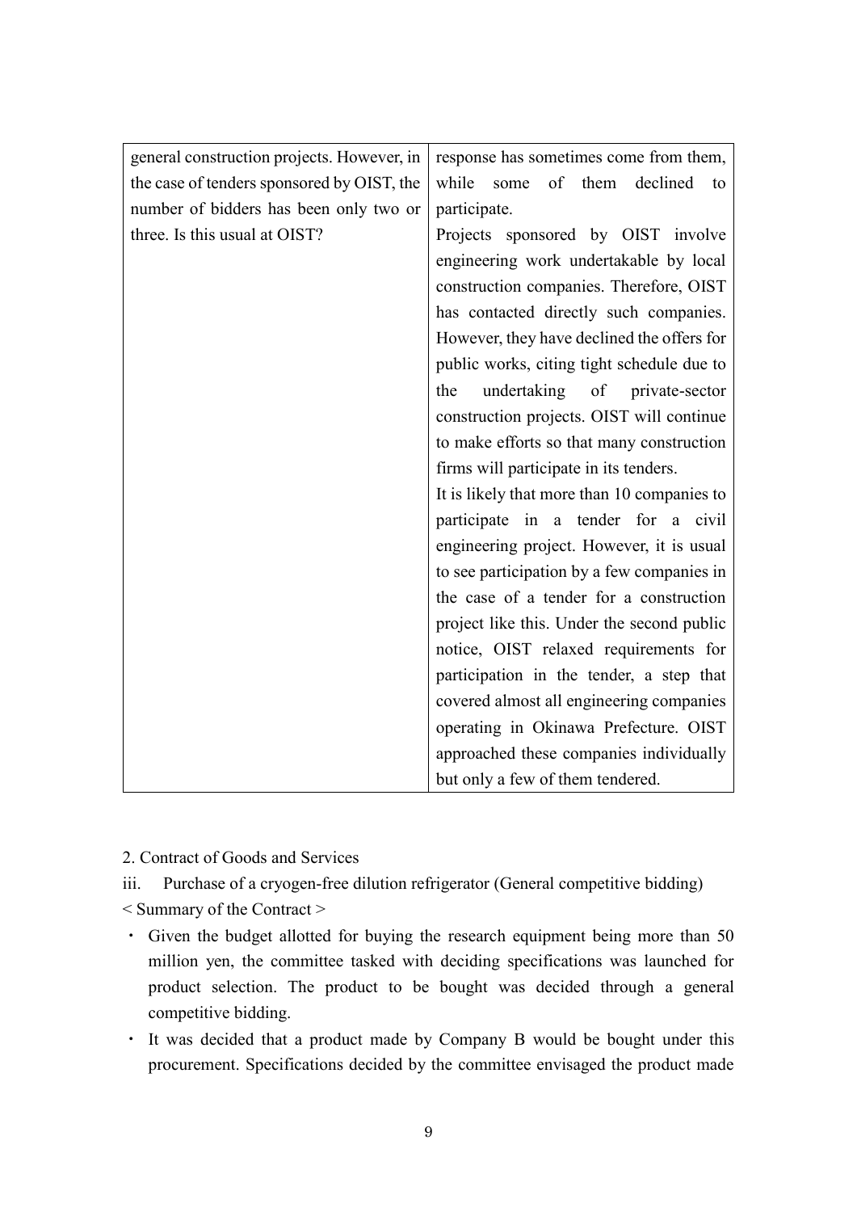| | |
|---|---|
| general construction projects. However, in the case of tenders sponsored by OIST, the number of bidders has been only two or three. Is this usual at OIST? | response has sometimes come from them, while some of them declined to participate.<br>Projects sponsored by OIST involve engineering work undertakable by local construction companies. Therefore, OIST has contacted directly such companies. However, they have declined the offers for public works, citing tight schedule due to the undertaking of private-sector construction projects. OIST will continue to make efforts so that many construction firms will participate in its tenders.<br>It is likely that more than 10 companies to participate in a tender for a civil engineering project. However, it is usual to see participation by a few companies in the case of a tender for a construction project like this. Under the second public notice, OIST relaxed requirements for participation in the tender, a step that covered almost all engineering companies operating in Okinawa Prefecture. OIST approached these companies individually but only a few of them tendered. |

2. Contract of Goods and Services

iii. Purchase of a cryogen-free dilution refrigerator (General competitive bidding)

< Summary of the Contract >

- Given the budget allotted for buying the research equipment being more than 50 million yen, the committee tasked with deciding specifications was launched for product selection. The product to be bought was decided through a general competitive bidding.
- It was decided that a product made by Company B would be bought under this procurement. Specifications decided by the committee envisaged the product made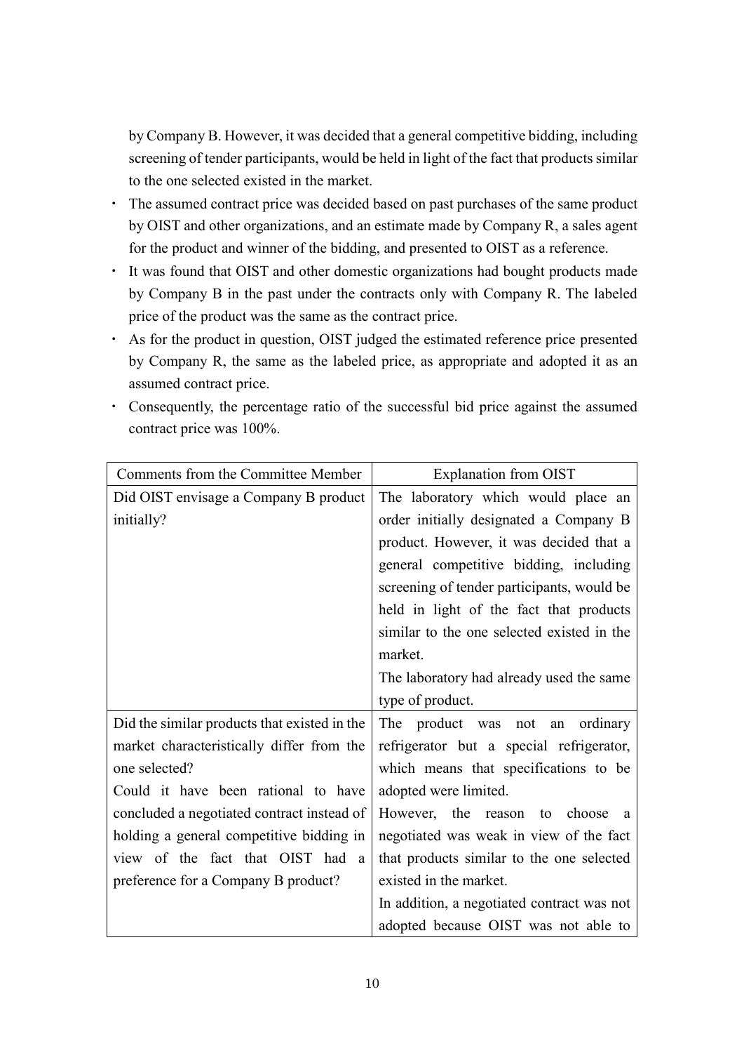by Company B. However, it was decided that a general competitive bidding, including screening of tender participants, would be held in light of the fact that products similar to the one selected existed in the market.

- The assumed contract price was decided based on past purchases of the same product by OIST and other organizations, and an estimate made by Company R, a sales agent for the product and winner of the bidding, and presented to OIST as a reference.
- It was found that OIST and other domestic organizations had bought products made by Company B in the past under the contracts only with Company R. The labeled price of the product was the same as the contract price.
- As for the product in question, OIST judged the estimated reference price presented by Company R, the same as the labeled price, as appropriate and adopted it as an assumed contract price.
- Consequently, the percentage ratio of the successful bid price against the assumed contract price was 100%.

| Comments from the Committee Member | Explanation from OIST |
| --- | --- |
| Did OIST envisage a Company B product initially? | The laboratory which would place an order initially designated a Company B product. However, it was decided that a general competitive bidding, including screening of tender participants, would be held in light of the fact that products similar to the one selected existed in the market.<br>The laboratory had already used the same type of product. |
| Did the similar products that existed in the market characteristically differ from the one selected?<br>Could it have been rational to have concluded a negotiated contract instead of holding a general competitive bidding in view of the fact that OIST had a preference for a Company B product? | The product was not an ordinary refrigerator but a special refrigerator, which means that specifications to be adopted were limited.<br>However, the reason to choose a negotiated was weak in view of the fact that products similar to the one selected existed in the market.<br>In addition, a negotiated contract was not adopted because OIST was not able to |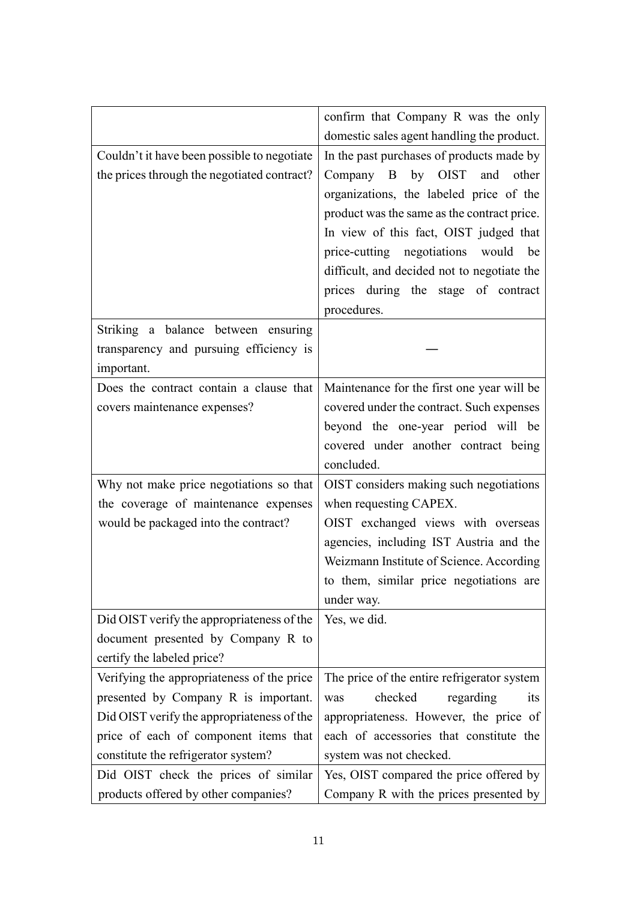| | |
|---|---|
| | confirm that Company R was the only domestic sales agent handling the product. |
| Couldn't it have been possible to negotiate the prices through the negotiated contract? | In the past purchases of products made by Company B by OIST and other organizations, the labeled price of the product was the same as the contract price. In view of this fact, OIST judged that price-cutting negotiations would be difficult, and decided not to negotiate the prices during the stage of contract procedures. |
| Striking a balance between ensuring transparency and pursuing efficiency is important. | — |
| Does the contract contain a clause that covers maintenance expenses? | Maintenance for the first one year will be covered under the contract. Such expenses beyond the one-year period will be covered under another contract being concluded. |
| Why not make price negotiations so that the coverage of maintenance expenses would be packaged into the contract? | OIST considers making such negotiations when requesting CAPEX.<br>OIST exchanged views with overseas agencies, including IST Austria and the Weizmann Institute of Science. According to them, similar price negotiations are under way. |
| Did OIST verify the appropriateness of the document presented by Company R to certify the labeled price? | Yes, we did. |
| Verifying the appropriateness of the price presented by Company R is important. Did OIST verify the appropriateness of the price of each of component items that constitute the refrigerator system? | The price of the entire refrigerator system was checked regarding its appropriateness. However, the price of each of accessories that constitute the system was not checked. |
| Did OIST check the prices of similar products offered by other companies? | Yes, OIST compared the price offered by Company R with the prices presented by |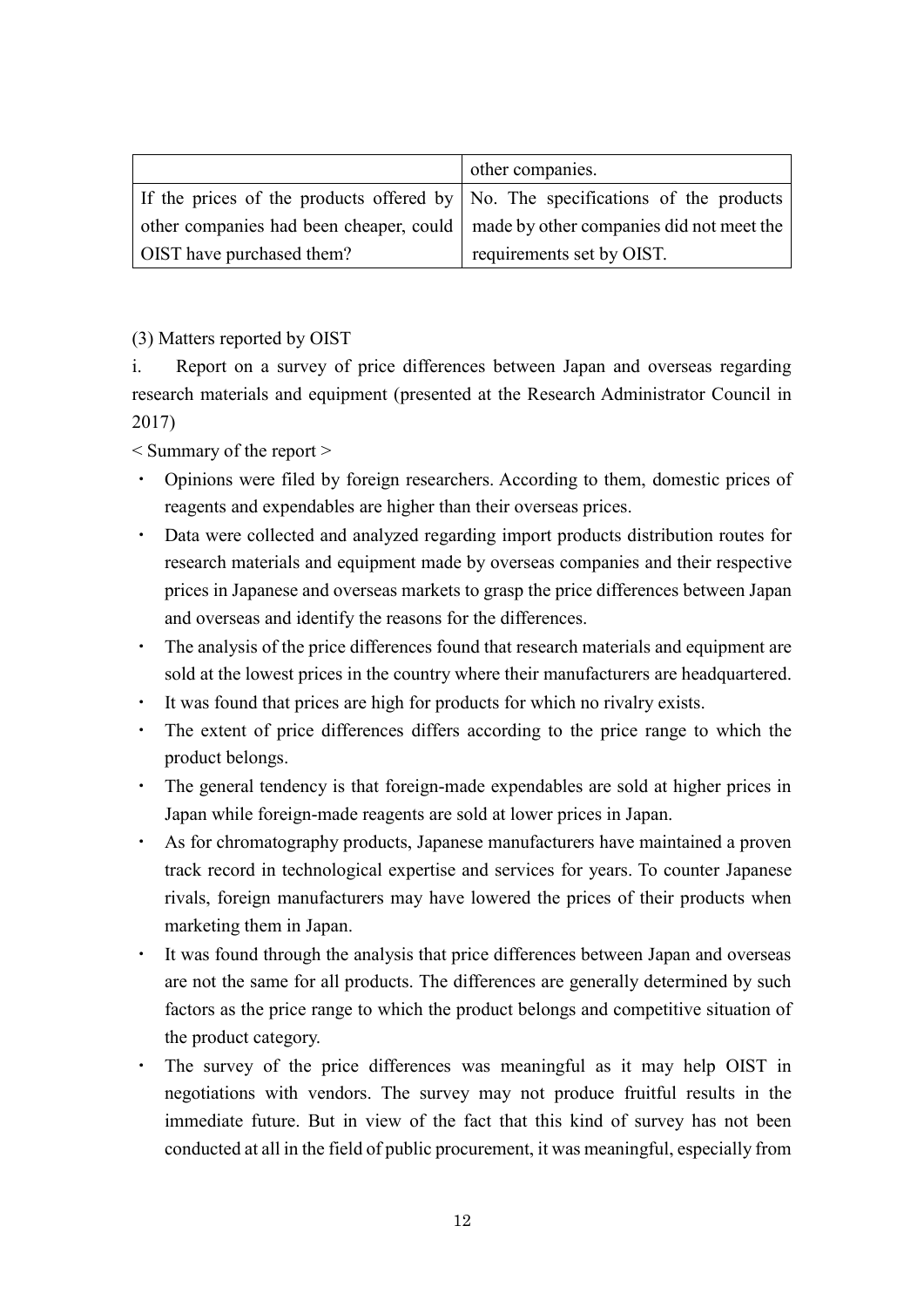| | |
|---|---|
| | other companies. |
| If the prices of the products offered by other companies had been cheaper, could OIST have purchased them? | No. The specifications of the products made by other companies did not meet the requirements set by OIST. |

(3) Matters reported by OIST

i. Report on a survey of price differences between Japan and overseas regarding research materials and equipment (presented at the Research Administrator Council in 2017)

< Summary of the report >

- Opinions were filed by foreign researchers. According to them, domestic prices of reagents and expendables are higher than their overseas prices.
- Data were collected and analyzed regarding import products distribution routes for research materials and equipment made by overseas companies and their respective prices in Japanese and overseas markets to grasp the price differences between Japan and overseas and identify the reasons for the differences.
- The analysis of the price differences found that research materials and equipment are sold at the lowest prices in the country where their manufacturers are headquartered.
- It was found that prices are high for products for which no rivalry exists.
- The extent of price differences differs according to the price range to which the product belongs.
- The general tendency is that foreign-made expendables are sold at higher prices in Japan while foreign-made reagents are sold at lower prices in Japan.
- As for chromatography products, Japanese manufacturers have maintained a proven track record in technological expertise and services for years. To counter Japanese rivals, foreign manufacturers may have lowered the prices of their products when marketing them in Japan.
- It was found through the analysis that price differences between Japan and overseas are not the same for all products. The differences are generally determined by such factors as the price range to which the product belongs and competitive situation of the product category.
- The survey of the price differences was meaningful as it may help OIST in negotiations with vendors. The survey may not produce fruitful results in the immediate future. But in view of the fact that this kind of survey has not been conducted at all in the field of public procurement, it was meaningful, especially from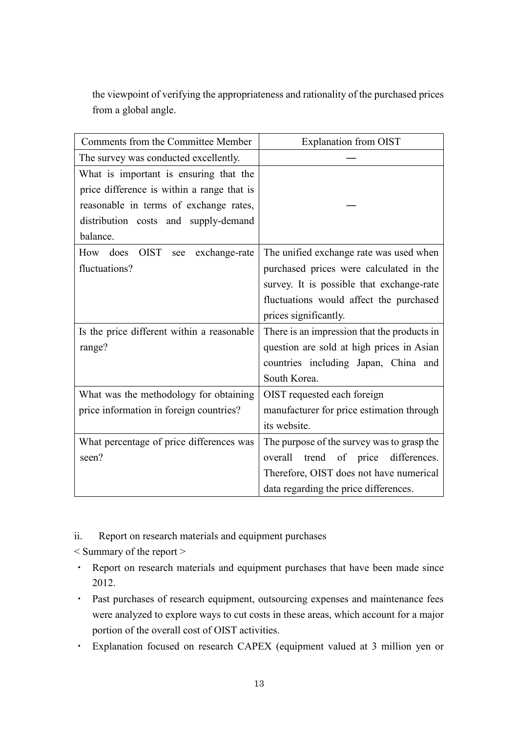the viewpoint of verifying the appropriateness and rationality of the purchased prices from a global angle.

| Comments from the Committee Member | Explanation from OIST |
| --- | --- |
| The survey was conducted excellently. | — |
| What is important is ensuring that the price difference is within a range that is reasonable in terms of exchange rates, distribution costs and supply-demand balance. | — |
| How does OIST see exchange-rate fluctuations? | The unified exchange rate was used when purchased prices were calculated in the survey. It is possible that exchange-rate fluctuations would affect the purchased prices significantly. |
| Is the price different within a reasonable range? | There is an impression that the products in question are sold at high prices in Asian countries including Japan, China and South Korea. |
| What was the methodology for obtaining price information in foreign countries? | OIST requested each foreign manufacturer for price estimation through its website. |
| What percentage of price differences was seen? | The purpose of the survey was to grasp the overall trend of price differences. Therefore, OIST does not have numerical data regarding the price differences. |

ii. Report on research materials and equipment purchases

< Summary of the report >

- Report on research materials and equipment purchases that have been made since 2012.
- Past purchases of research equipment, outsourcing expenses and maintenance fees were analyzed to explore ways to cut costs in these areas, which account for a major portion of the overall cost of OIST activities.
- Explanation focused on research CAPEX (equipment valued at 3 million yen or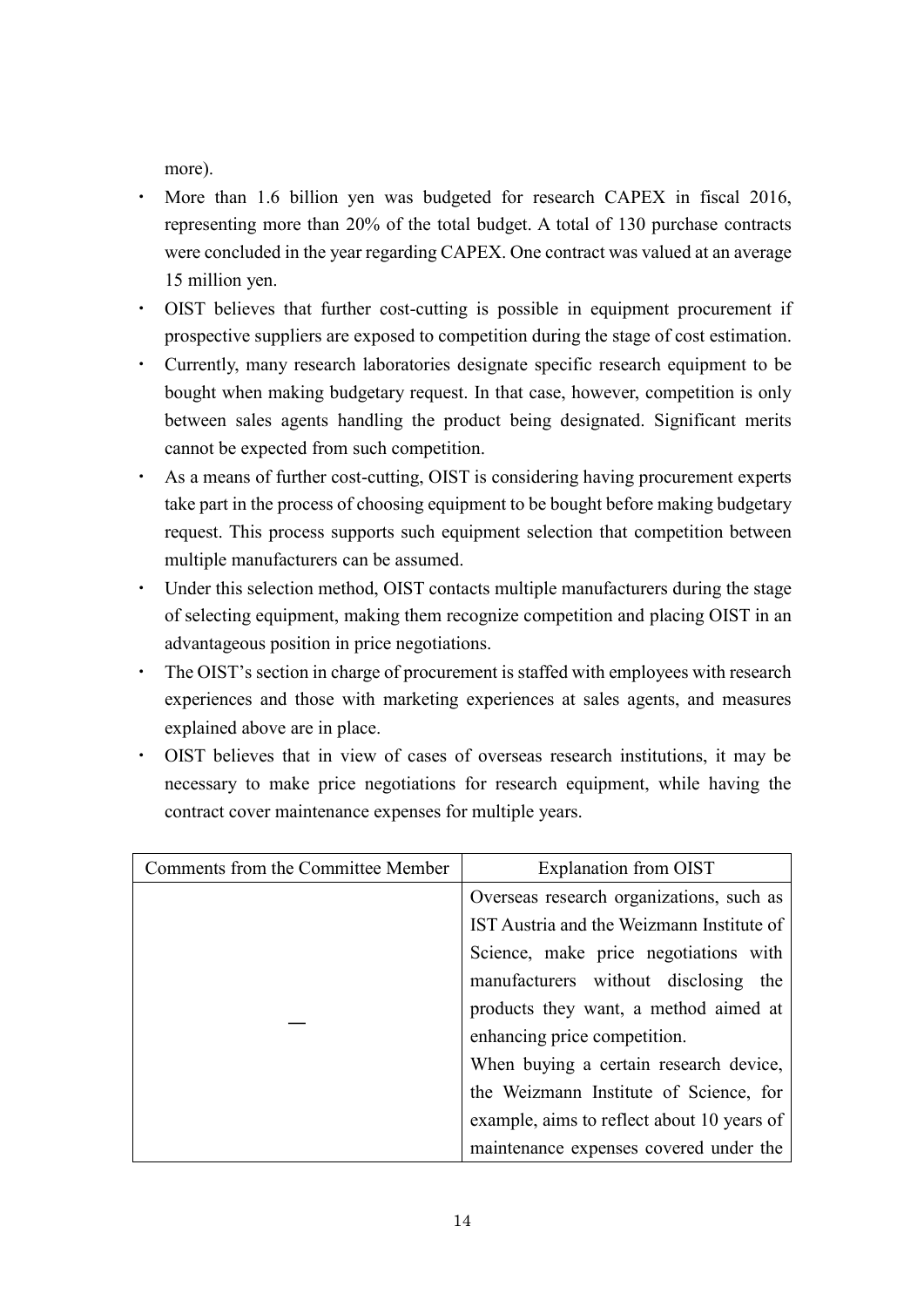more).

- More than 1.6 billion yen was budgeted for research CAPEX in fiscal 2016, representing more than 20% of the total budget. A total of 130 purchase contracts were concluded in the year regarding CAPEX. One contract was valued at an average 15 million yen.
- OIST believes that further cost-cutting is possible in equipment procurement if prospective suppliers are exposed to competition during the stage of cost estimation.
- Currently, many research laboratories designate specific research equipment to be bought when making budgetary request. In that case, however, competition is only between sales agents handling the product being designated. Significant merits cannot be expected from such competition.
- As a means of further cost-cutting, OIST is considering having procurement experts take part in the process of choosing equipment to be bought before making budgetary request. This process supports such equipment selection that competition between multiple manufacturers can be assumed.
- Under this selection method, OIST contacts multiple manufacturers during the stage of selecting equipment, making them recognize competition and placing OIST in an advantageous position in price negotiations.
- The OIST's section in charge of procurement is staffed with employees with research experiences and those with marketing experiences at sales agents, and measures explained above are in place.
- OIST believes that in view of cases of overseas research institutions, it may be necessary to make price negotiations for research equipment, while having the contract cover maintenance expenses for multiple years.

| Comments from the Committee Member | Explanation from OIST |
|---|---|
| ― | Overseas research organizations, such as IST Austria and the Weizmann Institute of Science, make price negotiations with manufacturers without disclosing the products they want, a method aimed at enhancing price competition.<br>When buying a certain research device, the Weizmann Institute of Science, for example, aims to reflect about 10 years of maintenance expenses covered under the |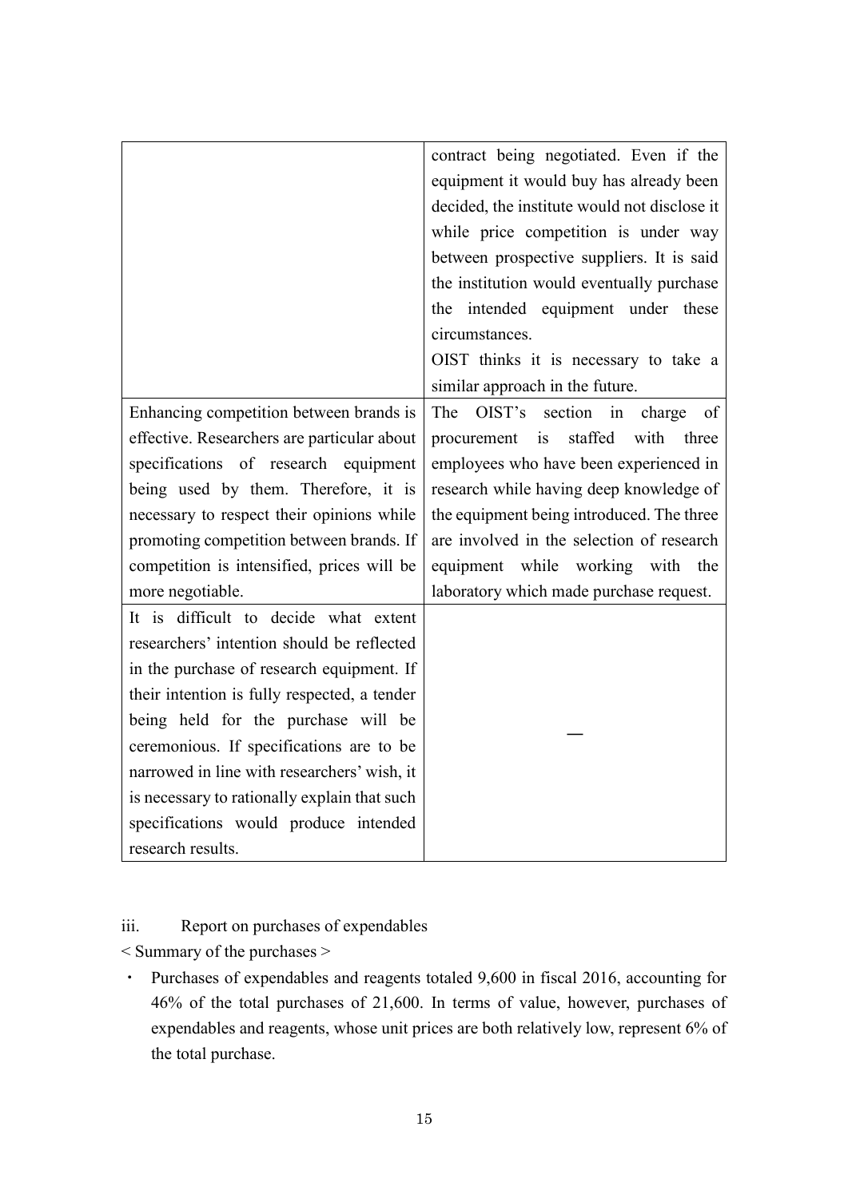| | |
|---|---|
| | contract being negotiated. Even if the equipment it would buy has already been decided, the institute would not disclose it while price competition is under way between prospective suppliers. It is said the institution would eventually purchase the intended equipment under these circumstances.<br>OIST thinks it is necessary to take a similar approach in the future. |
| Enhancing competition between brands is effective. Researchers are particular about specifications of research equipment being used by them. Therefore, it is necessary to respect their opinions while promoting competition between brands. If competition is intensified, prices will be more negotiable. | The OIST's section in charge of procurement is staffed with three employees who have been experienced in research while having deep knowledge of the equipment being introduced. The three are involved in the selection of research equipment while working with the laboratory which made purchase request. |
| It is difficult to decide what extent researchers' intention should be reflected in the purchase of research equipment. If their intention is fully respected, a tender being held for the purchase will be ceremonious. If specifications are to be narrowed in line with researchers' wish, it is necessary to rationally explain that such specifications would produce intended research results. | — |

iii. Report on purchases of expendables

< Summary of the purchases >

- Purchases of expendables and reagents totaled 9,600 in fiscal 2016, accounting for 46% of the total purchases of 21,600. In terms of value, however, purchases of expendables and reagents, whose unit prices are both relatively low, represent 6% of the total purchase.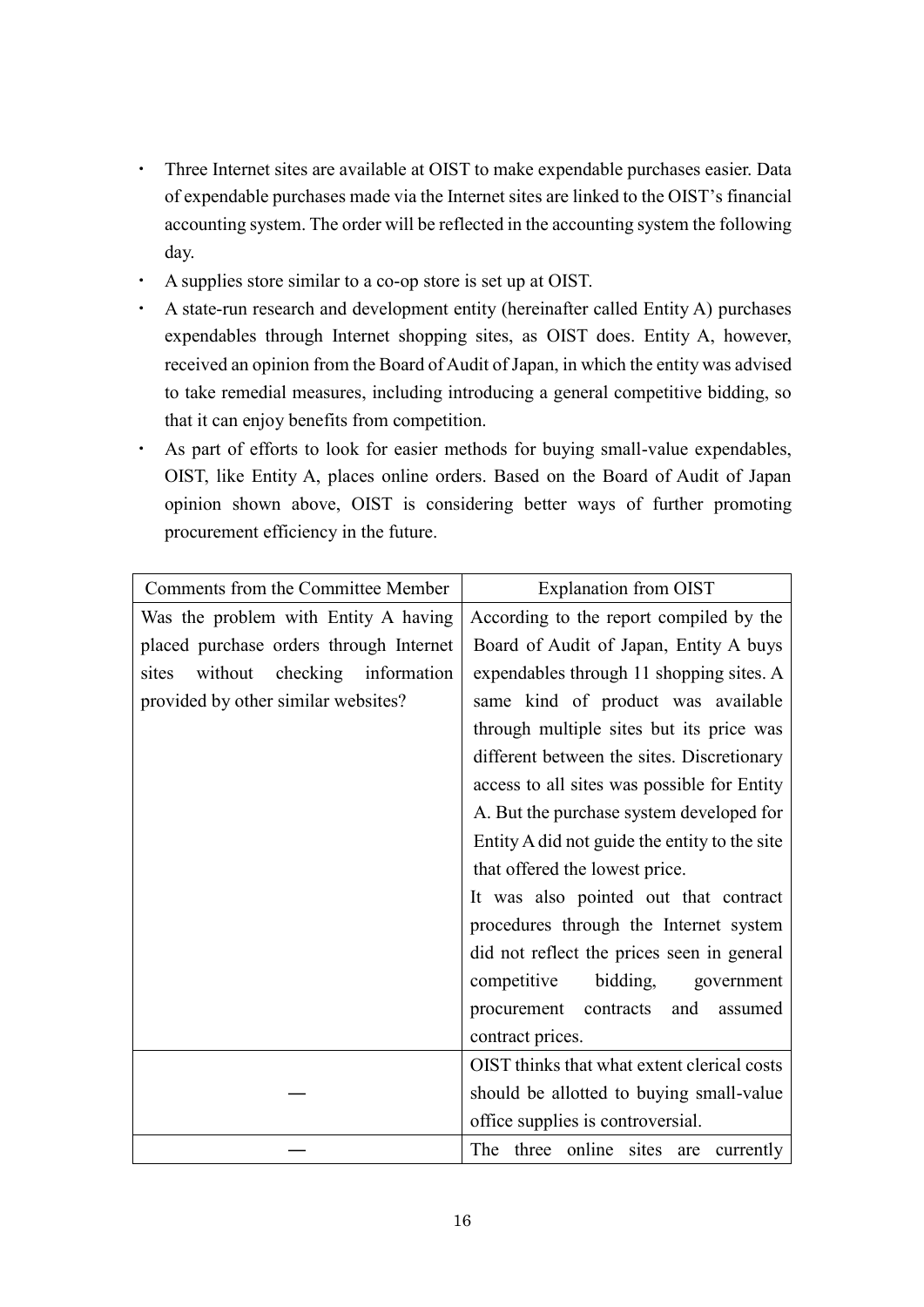- Three Internet sites are available at OIST to make expendable purchases easier. Data of expendable purchases made via the Internet sites are linked to the OIST's financial accounting system. The order will be reflected in the accounting system the following day.
- A supplies store similar to a co-op store is set up at OIST.
- A state-run research and development entity (hereinafter called Entity A) purchases expendables through Internet shopping sites, as OIST does. Entity A, however, received an opinion from the Board of Audit of Japan, in which the entity was advised to take remedial measures, including introducing a general competitive bidding, so that it can enjoy benefits from competition.
- As part of efforts to look for easier methods for buying small-value expendables, OIST, like Entity A, places online orders. Based on the Board of Audit of Japan opinion shown above, OIST is considering better ways of further promoting procurement efficiency in the future.

| Comments from the Committee Member | Explanation from OIST |
| --- | --- |
| Was the problem with Entity A having placed purchase orders through Internet sites without checking information provided by other similar websites? | According to the report compiled by the Board of Audit of Japan, Entity A buys expendables through 11 shopping sites. A same kind of product was available through multiple sites but its price was different between the sites. Discretionary access to all sites was possible for Entity A. But the purchase system developed for Entity A did not guide the entity to the site that offered the lowest price.<br>It was also pointed out that contract procedures through the Internet system did not reflect the prices seen in general competitive bidding, government procurement contracts and assumed contract prices. |
| ― | OIST thinks that what extent clerical costs should be allotted to buying small-value office supplies is controversial. |
| ― | The three online sites are currently |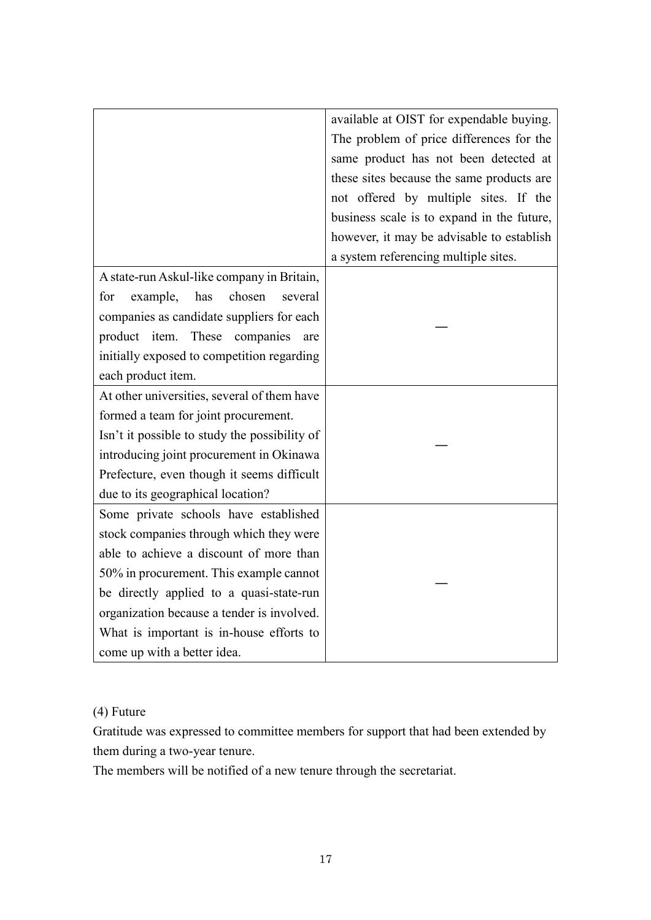| | |
|---|---|
| | available at OIST for expendable buying. The problem of price differences for the same product has not been detected at these sites because the same products are not offered by multiple sites. If the business scale is to expand in the future, however, it may be advisable to establish a system referencing multiple sites. |
| A state-run Askul-like company in Britain, for example, has chosen several companies as candidate suppliers for each product item. These companies are initially exposed to competition regarding each product item. | — |
| At other universities, several of them have formed a team for joint procurement. Isn't it possible to study the possibility of introducing joint procurement in Okinawa Prefecture, even though it seems difficult due to its geographical location? | — |
| Some private schools have established stock companies through which they were able to achieve a discount of more than 50% in procurement. This example cannot be directly applied to a quasi-state-run organization because a tender is involved. What is important is in-house efforts to come up with a better idea. | — |

(4) Future

Gratitude was expressed to committee members for support that had been extended by them during a two-year tenure.

The members will be notified of a new tenure through the secretariat.